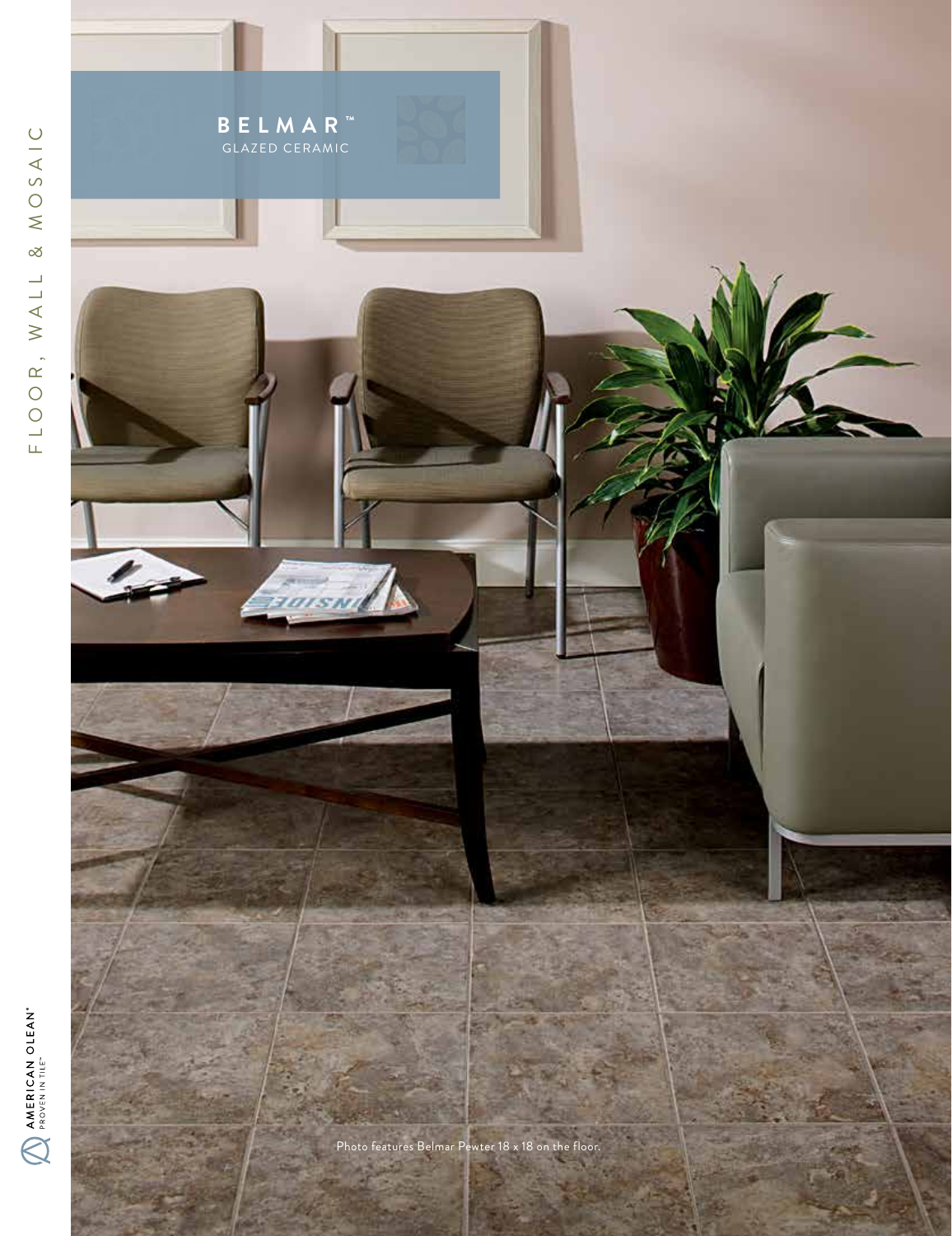# BELMAR™

GLAZED CERAMIC

FLOOR, WALL & MOSAIC

Photo features Belmar Pewter 18 x 18 on the floor.

AMERICAN OLEAN®
PROVEN IN TILE™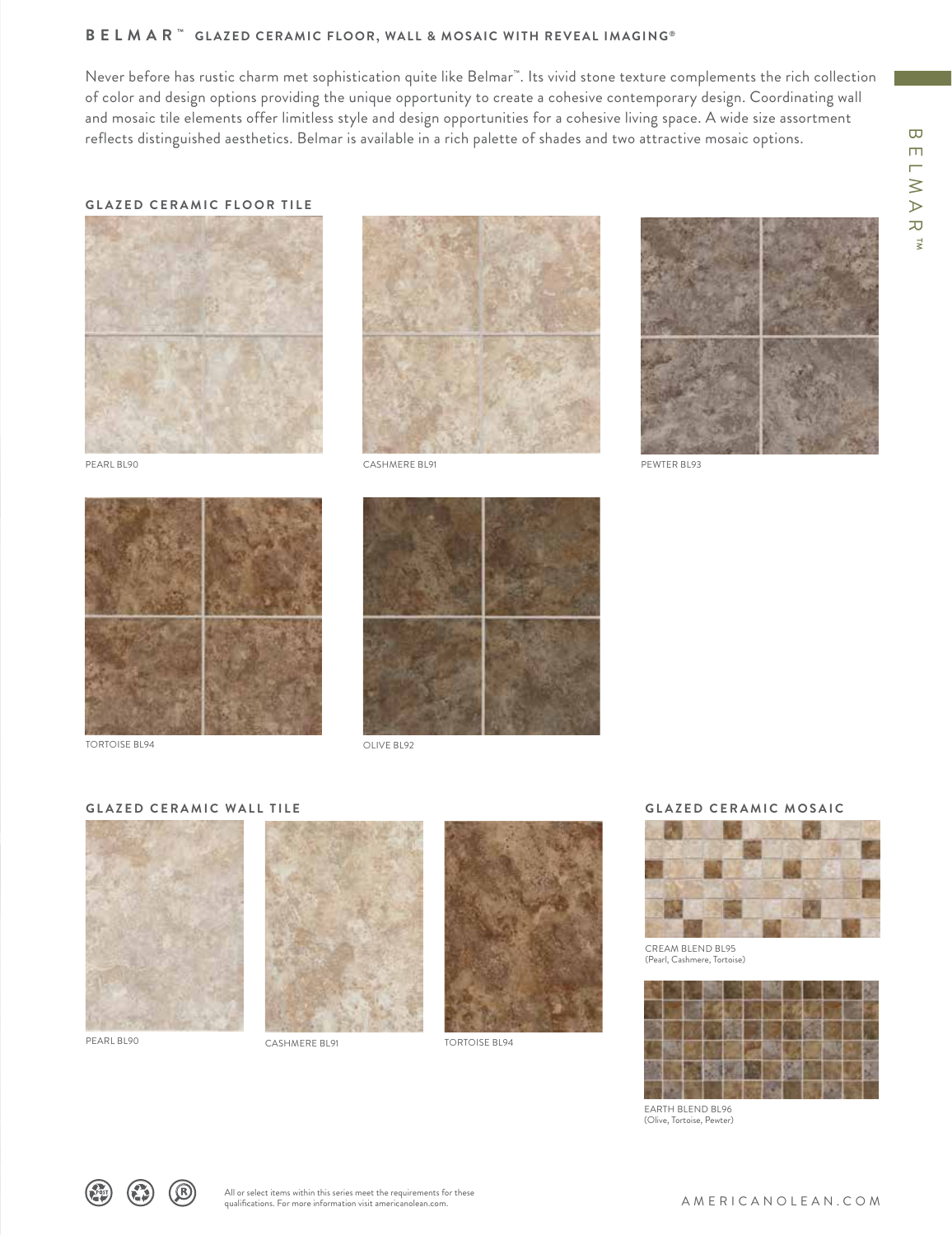# BELMAR™ GLAZED CERAMIC FLOOR, WALL & MOSAIC WITH REVEAL IMAGING®

Never before has rustic charm met sophistication quite like Belmar™. Its vivid stone texture complements the rich collection of color and design options providing the unique opportunity to create a cohesive contemporary design. Coordinating wall and mosaic tile elements offer limitless style and design opportunities for a cohesive living space. A wide size assortment reflects distinguished aesthetics. Belmar is available in a rich palette of shades and two attractive mosaic options.

## GLAZED CERAMIC FLOOR TILE

PEARL BL90

CASHMERE BL91

PEWTER BL93

TORTOISE BL94

OLIVE BL92

## GLAZED CERAMIC WALL TILE

PEARL BL90

CASHMERE BL91

TORTOISE BL94

## GLAZED CERAMIC MOSAIC

CREAM BLEND BL95
(Pearl, Cashmere, Tortoise)

EARTH BLEND BL96
(Olive, Tortoise, Pewter)

All or select items within this series meet the requirements for these qualifications. For more information visit americanolean.com.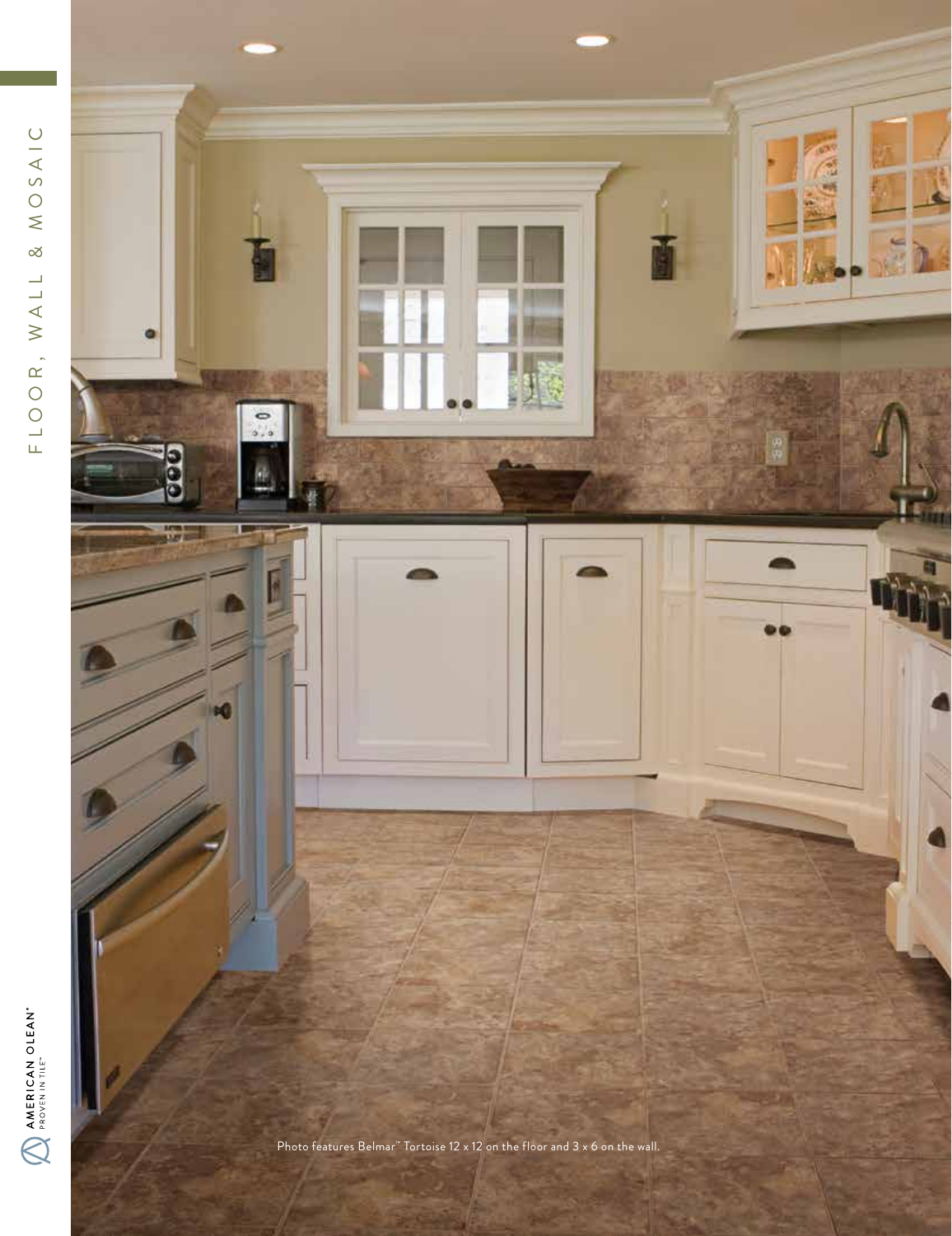Photo features Belmar™ Tortoise 12 x 12 on the floor and 3 x 6 on the wall.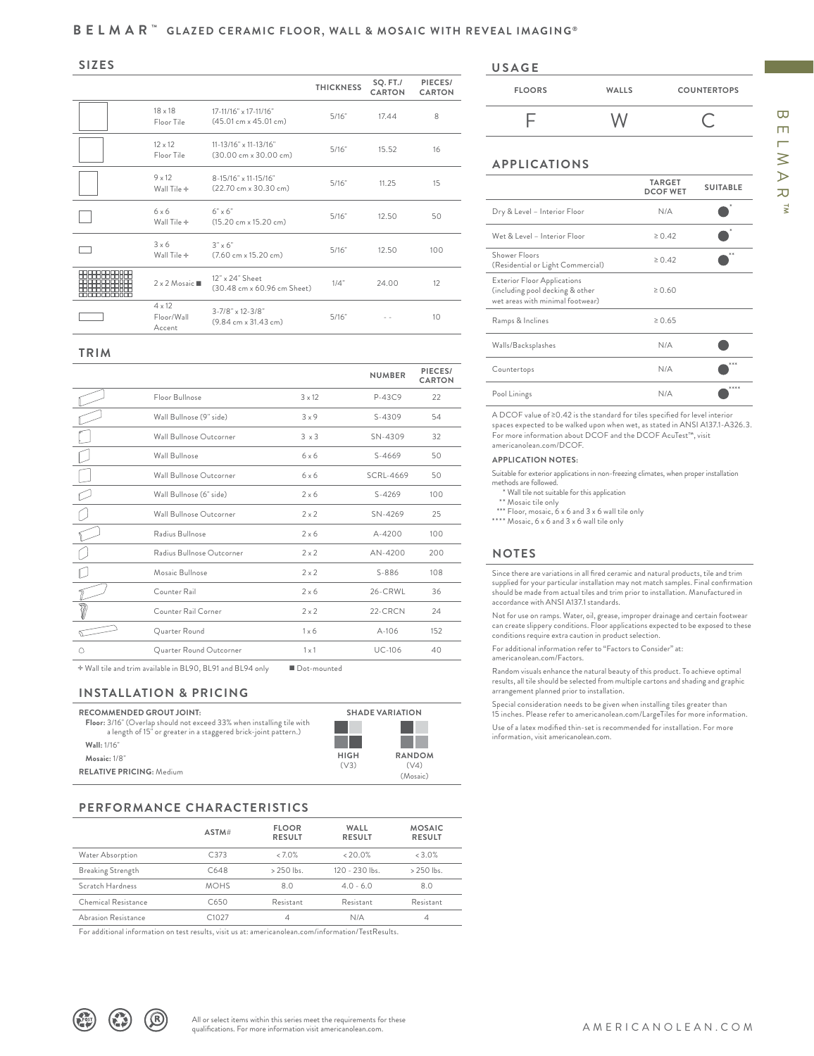# BELMAR™ GLAZED CERAMIC FLOOR, WALL & MOSAIC WITH REVEAL IMAGING®

## SIZES

| | | | THICKNESS | SQ. FT./ CARTON | PIECES/ CARTON |
|---|---|---|---|---|---|
| | 18 x 18 Floor Tile | 17-11/16" x 17-11/16" (45.01 cm x 45.01 cm) | 5/16" | 17.44 | 8 |
| | 12 x 12 Floor Tile | 11-13/16" x 11-13/16" (30.00 cm x 30.00 cm) | 5/16" | 15.52 | 16 |
| | 9 x 12 Wall Tile ✢ | 8-15/16" x 11-15/16" (22.70 cm x 30.30 cm) | 5/16" | 11.25 | 15 |
| | 6 x 6 Wall Tile ✢ | 6" x 6" (15.20 cm x 15.20 cm) | 5/16" | 12.50 | 50 |
| | 3 x 6 Wall Tile ✢ | 3" x 6" (7.60 cm x 15.20 cm) | 5/16" | 12.50 | 100 |
| | 2 x 2 Mosaic ■ | 12" x 24" Sheet (30.48 cm x 60.96 cm Sheet) | 1/4" | 24.00 | 12 |
| | 4 x 12 Floor/Wall Accent | 3-7/8" x 12-3/8" (9.84 cm x 31.43 cm) | 5/16" | - - | 10 |

## TRIM

| | | | NUMBER | PIECES/ CARTON |
|---|---|---|---|---|
| | Floor Bullnose | 3 x 12 | P-43C9 | 22 |
| | Wall Bullnose (9" side) | 3 x 9 | S-4309 | 54 |
| | Wall Bullnose Outcorner | 3 x 3 | SN-4309 | 32 |
| | Wall Bullnose | 6 x 6 | S-4669 | 50 |
| | Wall Bullnose Outcorner | 6 x 6 | SCRL-4669 | 50 |
| | Wall Bullnose (6" side) | 2 x 6 | S-4269 | 100 |
| | Wall Bullnose Outcorner | 2 x 2 | SN-4269 | 25 |
| | Radius Bullnose | 2 x 6 | A-4200 | 100 |
| | Radius Bullnose Outcorner | 2 x 2 | AN-4200 | 200 |
| | Mosaic Bullnose | 2 x 2 | S-886 | 108 |
| | Counter Rail | 2 x 6 | 26-CRWL | 36 |
| | Counter Rail Corner | 2 x 2 | 22-CRCN | 24 |
| | Quarter Round | 1 x 6 | A-106 | 152 |
| | Quarter Round Outcorner | 1 x 1 | UC-106 | 40 |

✢ Wall tile and trim available in BL90, BL91 and BL94 only ■ Dot-mounted

## INSTALLATION & PRICING

**RECOMMENDED GROUT JOINT:**

**Floor:** 3/16" (Overlap should not exceed 33% when installing tile with a length of 15" or greater in a staggered brick-joint pattern.)

**Wall:** 1/16"

**Mosaic:** 1/8"

**RELATIVE PRICING:** Medium

**SHADE VARIATION**

HIGH (V3)

RANDOM (V4) (Mosaic)

## PERFORMANCE CHARACTERISTICS

| | ASTM# | FLOOR RESULT | WALL RESULT | MOSAIC RESULT |
|---|---|---|---|---|
| Water Absorption | C373 | < 7.0% | < 20.0% | < 3.0% |
| Breaking Strength | C648 | > 250 lbs. | 120 - 230 lbs. | > 250 lbs. |
| Scratch Hardness | MOHS | 8.0 | 4.0 - 6.0 | 8.0 |
| Chemical Resistance | C650 | Resistant | Resistant | Resistant |
| Abrasion Resistance | C1027 | 4 | N/A | 4 |

For additional information on test results, visit us at: americanolean.com/information/TestResults.

## USAGE

| FLOORS | WALLS | COUNTERTOPS |
|---|---|---|
| F | W | C |

## APPLICATIONS

| | TARGET DCOF WET | SUITABLE |
|---|---|---|
| Dry & Level – Interior Floor | N/A | ● * |
| Wet & Level – Interior Floor | ≥ 0.42 | ● * |
| Shower Floors (Residential or Light Commercial) | ≥ 0.42 | ● ** |
| Exterior Floor Applications (including pool decking & other wet areas with minimal footwear) | ≥ 0.60 | |
| Ramps & Inclines | ≥ 0.65 | |
| Walls/Backsplashes | N/A | ● |
| Countertops | N/A | ● *** |
| Pool Linings | N/A | ● **** |

A DCOF value of ≥0.42 is the standard for tiles specified for level interior spaces expected to be walked upon when wet, as stated in ANSI A137.1-A326.3. For more information about DCOF and the DCOF AcuTest™, visit americanolean.com/DCOF.

**APPLICATION NOTES:**

Suitable for exterior applications in non-freezing climates, when proper installation methods are followed.

\* Wall tile not suitable for this application

** Mosaic tile only

*** Floor, mosaic, 6 x 6 and 3 x 6 wall tile only

**** Mosaic, 6 x 6 and 3 x 6 wall tile only

## NOTES

Since there are variations in all fired ceramic and natural products, tile and trim supplied for your particular installation may not match samples. Final confirmation should be made from actual tiles and trim prior to installation. Manufactured in accordance with ANSI A137.1 standards.

Not for use on ramps. Water, oil, grease, improper drainage and certain footwear can create slippery conditions. Floor applications expected to be exposed to these conditions require extra caution in product selection.

For additional information refer to "Factors to Consider" at: americanolean.com/Factors.

Random visuals enhance the natural beauty of this product. To achieve optimal results, all tile should be selected from multiple cartons and shading and graphic arrangement planned prior to installation.

Special consideration needs to be given when installing tiles greater than 15 inches. Please refer to americanolean.com/LargeTiles for more information.

Use of a latex modified thin-set is recommended for installation. For more information, visit americanolean.com.

All or select items within this series meet the requirements for these qualifications. For more information visit americanolean.com.

AMERICANOLEAN.COM